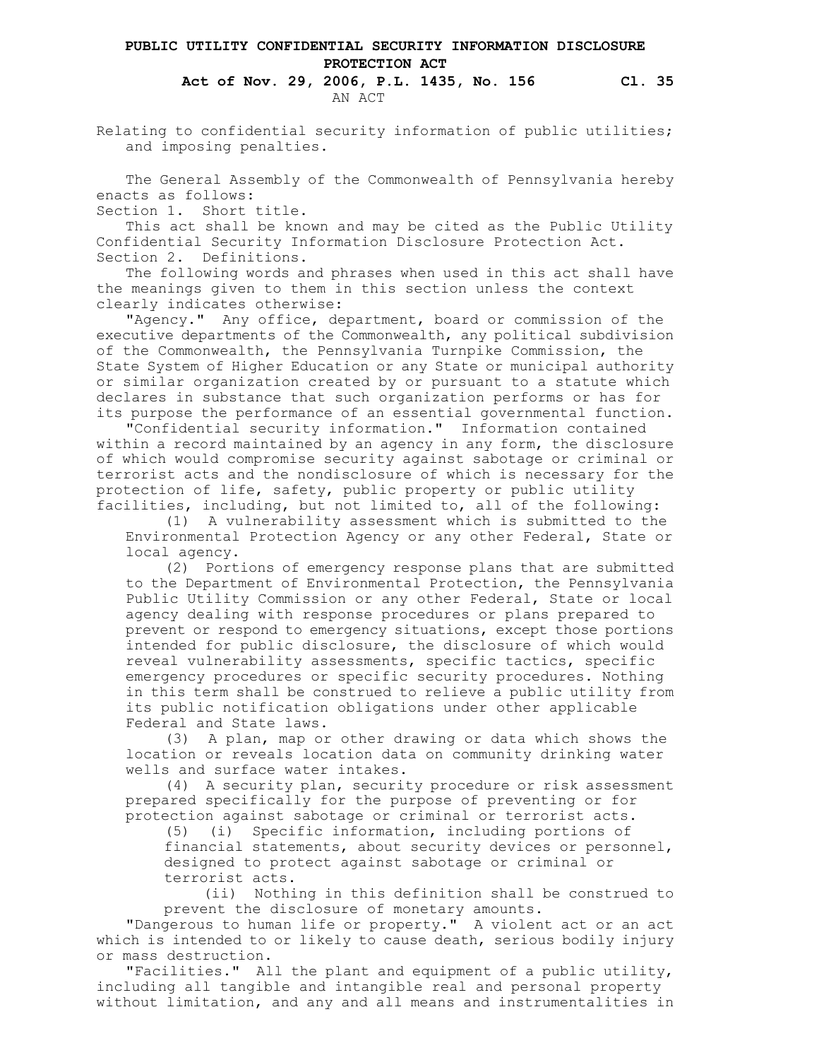# PUBLIC UTILITY CONFIDENTIAL SECURITY INFORMATION DISCLOSURE PROTECTION ACT

**Act of Nov. 29, 2006, P.L. 1435, No. 156 Cl. 35**

AN ACT

Relating to confidential security information of public utilities; and imposing penalties.

The General Assembly of the Commonwealth of Pennsylvania hereby enacts as follows:

Section 1. Short title.

This act shall be known and may be cited as the Public Utility Confidential Security Information Disclosure Protection Act.

Section 2. Definitions.

The following words and phrases when used in this act shall have the meanings given to them in this section unless the context clearly indicates otherwise:

"Agency." Any office, department, board or commission of the executive departments of the Commonwealth, any political subdivision of the Commonwealth, the Pennsylvania Turnpike Commission, the State System of Higher Education or any State or municipal authority or similar organization created by or pursuant to a statute which declares in substance that such organization performs or has for its purpose the performance of an essential governmental function.

"Confidential security information." Information contained within a record maintained by an agency in any form, the disclosure of which would compromise security against sabotage or criminal or terrorist acts and the nondisclosure of which is necessary for the protection of life, safety, public property or public utility facilities, including, but not limited to, all of the following:

(1) A vulnerability assessment which is submitted to the Environmental Protection Agency or any other Federal, State or local agency.

(2) Portions of emergency response plans that are submitted to the Department of Environmental Protection, the Pennsylvania Public Utility Commission or any other Federal, State or local agency dealing with response procedures or plans prepared to prevent or respond to emergency situations, except those portions intended for public disclosure, the disclosure of which would reveal vulnerability assessments, specific tactics, specific emergency procedures or specific security procedures. Nothing in this term shall be construed to relieve a public utility from its public notification obligations under other applicable Federal and State laws.

(3) A plan, map or other drawing or data which shows the location or reveals location data on community drinking water wells and surface water intakes.

(4) A security plan, security procedure or risk assessment prepared specifically for the purpose of preventing or for protection against sabotage or criminal or terrorist acts.

(5) (i) Specific information, including portions of financial statements, about security devices or personnel, designed to protect against sabotage or criminal or terrorist acts.

(ii) Nothing in this definition shall be construed to prevent the disclosure of monetary amounts.

"Dangerous to human life or property." A violent act or an act which is intended to or likely to cause death, serious bodily injury or mass destruction.

"Facilities." All the plant and equipment of a public utility, including all tangible and intangible real and personal property without limitation, and any and all means and instrumentalities in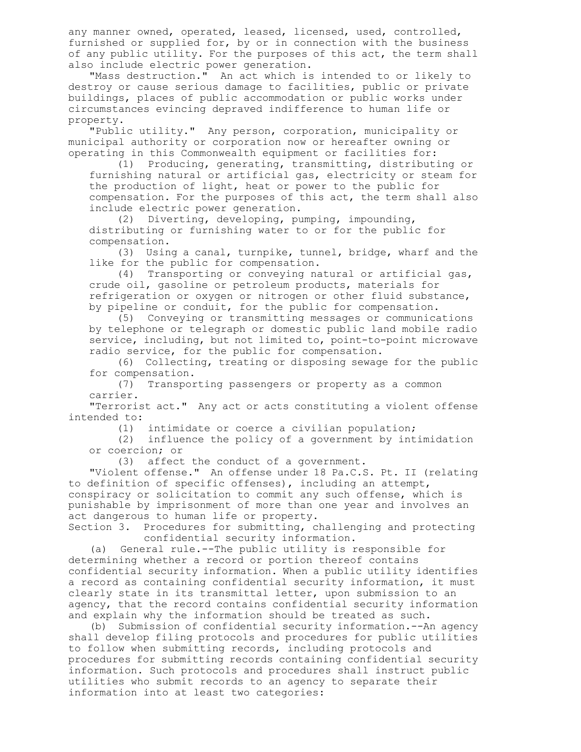any manner owned, operated, leased, licensed, used, controlled, furnished or supplied for, by or in connection with the business of any public utility. For the purposes of this act, the term shall also include electric power generation.

"Mass destruction." An act which is intended to or likely to destroy or cause serious damage to facilities, public or private buildings, places of public accommodation or public works under circumstances evincing depraved indifference to human life or property.

"Public utility." Any person, corporation, municipality or municipal authority or corporation now or hereafter owning or operating in this Commonwealth equipment or facilities for:

(1) Producing, generating, transmitting, distributing or furnishing natural or artificial gas, electricity or steam for the production of light, heat or power to the public for compensation. For the purposes of this act, the term shall also include electric power generation.

(2) Diverting, developing, pumping, impounding, distributing or furnishing water to or for the public for compensation.

(3) Using a canal, turnpike, tunnel, bridge, wharf and the like for the public for compensation.

(4) Transporting or conveying natural or artificial gas, crude oil, gasoline or petroleum products, materials for refrigeration or oxygen or nitrogen or other fluid substance, by pipeline or conduit, for the public for compensation.

(5) Conveying or transmitting messages or communications by telephone or telegraph or domestic public land mobile radio service, including, but not limited to, point-to-point microwave radio service, for the public for compensation.

(6) Collecting, treating or disposing sewage for the public for compensation.

(7) Transporting passengers or property as a common carrier.

"Terrorist act." Any act or acts constituting a violent offense intended to:

(1) intimidate or coerce a civilian population;

(2) influence the policy of a government by intimidation or coercion; or

(3) affect the conduct of a government.

"Violent offense." An offense under 18 Pa.C.S. Pt. II (relating to definition of specific offenses), including an attempt, conspiracy or solicitation to commit any such offense, which is punishable by imprisonment of more than one year and involves an act dangerous to human life or property.

Section 3. Procedures for submitting, challenging and protecting confidential security information.

(a) General rule.--The public utility is responsible for determining whether a record or portion thereof contains confidential security information. When a public utility identifies a record as containing confidential security information, it must clearly state in its transmittal letter, upon submission to an agency, that the record contains confidential security information and explain why the information should be treated as such.

(b) Submission of confidential security information.--An agency shall develop filing protocols and procedures for public utilities to follow when submitting records, including protocols and procedures for submitting records containing confidential security information. Such protocols and procedures shall instruct public utilities who submit records to an agency to separate their information into at least two categories: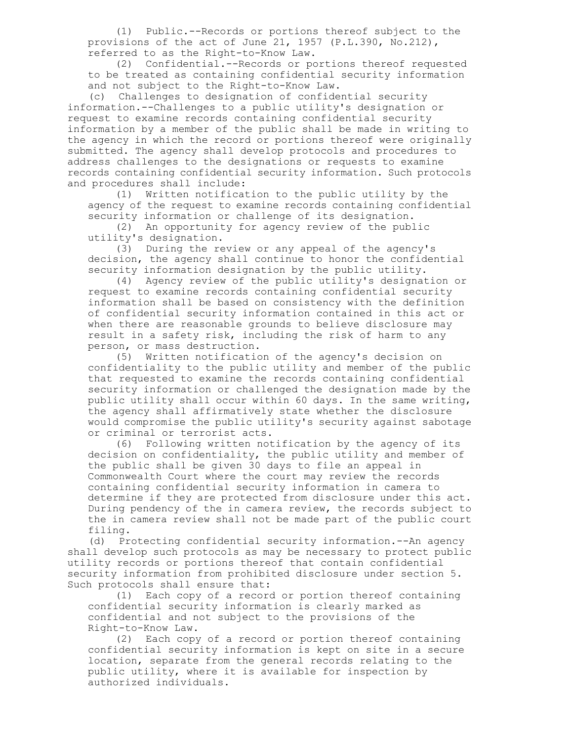(1) Public.--Records or portions thereof subject to the provisions of the act of June 21, 1957 (P.L.390, No.212), referred to as the Right-to-Know Law.

(2) Confidential.--Records or portions thereof requested to be treated as containing confidential security information and not subject to the Right-to-Know Law.

(c) Challenges to designation of confidential security information.--Challenges to a public utility's designation or request to examine records containing confidential security information by a member of the public shall be made in writing to the agency in which the record or portions thereof were originally submitted. The agency shall develop protocols and procedures to address challenges to the designations or requests to examine records containing confidential security information. Such protocols and procedures shall include:

(1) Written notification to the public utility by the agency of the request to examine records containing confidential security information or challenge of its designation.

(2) An opportunity for agency review of the public utility's designation.

(3) During the review or any appeal of the agency's decision, the agency shall continue to honor the confidential security information designation by the public utility.

(4) Agency review of the public utility's designation or request to examine records containing confidential security information shall be based on consistency with the definition of confidential security information contained in this act or when there are reasonable grounds to believe disclosure may result in a safety risk, including the risk of harm to any person, or mass destruction.

(5) Written notification of the agency's decision on confidentiality to the public utility and member of the public that requested to examine the records containing confidential security information or challenged the designation made by the public utility shall occur within 60 days. In the same writing, the agency shall affirmatively state whether the disclosure would compromise the public utility's security against sabotage or criminal or terrorist acts.

(6) Following written notification by the agency of its decision on confidentiality, the public utility and member of the public shall be given 30 days to file an appeal in Commonwealth Court where the court may review the records containing confidential security information in camera to determine if they are protected from disclosure under this act. During pendency of the in camera review, the records subject to the in camera review shall not be made part of the public court filing.

(d) Protecting confidential security information.--An agency shall develop such protocols as may be necessary to protect public utility records or portions thereof that contain confidential security information from prohibited disclosure under section 5. Such protocols shall ensure that:

(1) Each copy of a record or portion thereof containing confidential security information is clearly marked as confidential and not subject to the provisions of the Right-to-Know Law.

(2) Each copy of a record or portion thereof containing confidential security information is kept on site in a secure location, separate from the general records relating to the public utility, where it is available for inspection by authorized individuals.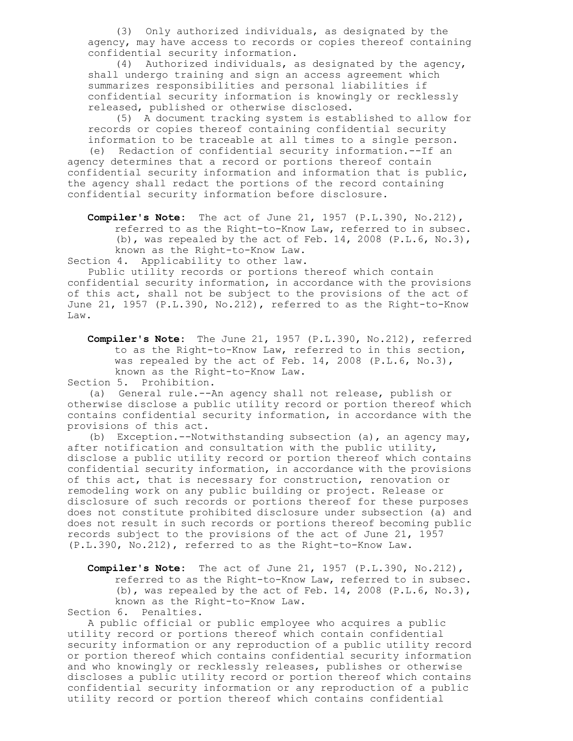(3) Only authorized individuals, as designated by the agency, may have access to records or copies thereof containing confidential security information.

(4) Authorized individuals, as designated by the agency, shall undergo training and sign an access agreement which summarizes responsibilities and personal liabilities if confidential security information is knowingly or recklessly released, published or otherwise disclosed.

(5) A document tracking system is established to allow for records or copies thereof containing confidential security information to be traceable at all times to a single person.

(e) Redaction of confidential security information.--If an agency determines that a record or portions thereof contain confidential security information and information that is public, the agency shall redact the portions of the record containing confidential security information before disclosure.

**Compiler's Note:** The act of June 21, 1957 (P.L.390, No.212), referred to as the Right-to-Know Law, referred to in subsec. (b), was repealed by the act of Feb. 14, 2008 (P.L.6, No.3), known as the Right-to-Know Law.

Section 4. Applicability to other law.

Public utility records or portions thereof which contain confidential security information, in accordance with the provisions of this act, shall not be subject to the provisions of the act of June 21, 1957 (P.L.390, No.212), referred to as the Right-to-Know Law.

**Compiler's Note:** The June 21, 1957 (P.L.390, No.212), referred to as the Right-to-Know Law, referred to in this section, was repealed by the act of Feb. 14, 2008 (P.L.6, No.3), known as the Right-to-Know Law.

Section 5. Prohibition.

(a) General rule.--An agency shall not release, publish or otherwise disclose a public utility record or portion thereof which contains confidential security information, in accordance with the provisions of this act.

(b) Exception.--Notwithstanding subsection (a), an agency may, after notification and consultation with the public utility, disclose a public utility record or portion thereof which contains confidential security information, in accordance with the provisions of this act, that is necessary for construction, renovation or remodeling work on any public building or project. Release or disclosure of such records or portions thereof for these purposes does not constitute prohibited disclosure under subsection (a) and does not result in such records or portions thereof becoming public records subject to the provisions of the act of June 21, 1957 (P.L.390, No.212), referred to as the Right-to-Know Law.

**Compiler's Note:** The act of June 21, 1957 (P.L.390, No.212), referred to as the Right-to-Know Law, referred to in subsec. (b), was repealed by the act of Feb. 14, 2008 (P.L.6, No.3), known as the Right-to-Know Law.

Section 6. Penalties.

A public official or public employee who acquires a public utility record or portions thereof which contain confidential security information or any reproduction of a public utility record or portion thereof which contains confidential security information and who knowingly or recklessly releases, publishes or otherwise discloses a public utility record or portion thereof which contains confidential security information or any reproduction of a public utility record or portion thereof which contains confidential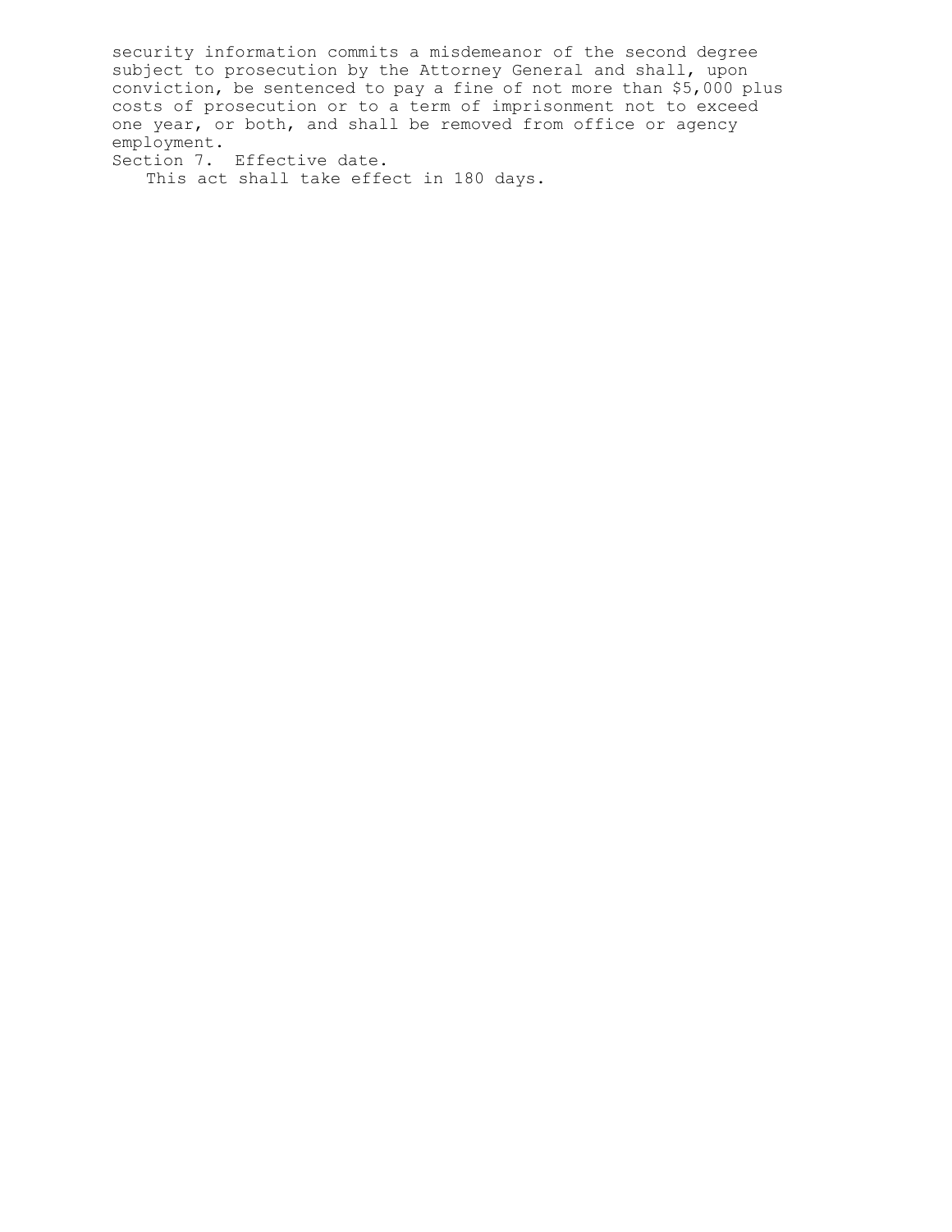security information commits a misdemeanor of the second degree subject to prosecution by the Attorney General and shall, upon conviction, be sentenced to pay a fine of not more than $5,000 plus costs of prosecution or to a term of imprisonment not to exceed one year, or both, and shall be removed from office or agency employment.

Section 7. Effective date.

This act shall take effect in 180 days.